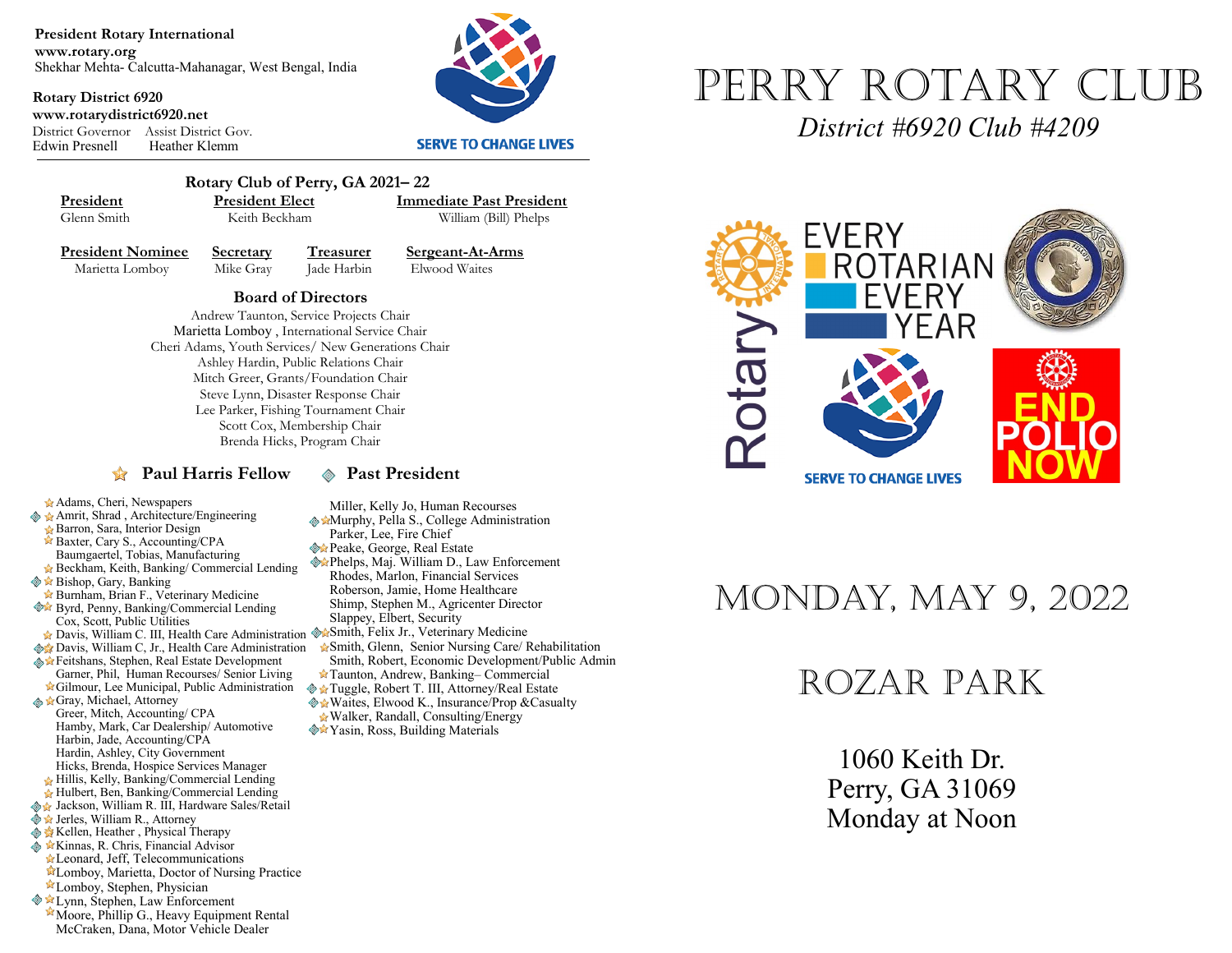**President Rotary International**
**www.rotary.org**
Shekhar Mehta- Calcutta-Mahanagar, West Bengal, India

**Rotary District 6920**
**www.rotarydistrict6920.net**
District Governor Assist District Gov.
Edwin Presnell Heather Klemm

SERVE TO CHANGE LIVES

## Rotary Club of Perry, GA 2021– 22

| President | President Elect | Immediate Past President |
|---|---|---|
| Glenn Smith | Keith Beckham | William (Bill) Phelps |

| President Nominee | Secretary | Treasurer | Sergeant-At-Arms |
|---|---|---|---|
| Marietta Lomboy | Mike Gray | Jade Harbin | Elwood Waites |

### Board of Directors

Andrew Taunton, Service Projects Chair
Marietta Lomboy , International Service Chair
Cheri Adams, Youth Services/ New Generations Chair
Ashley Hardin, Public Relations Chair
Mitch Greer, Grants/Foundation Chair
Steve Lynn, Disaster Response Chair
Lee Parker, Fishing Tournament Chair
Scott Cox, Membership Chair
Brenda Hicks, Program Chair

☆ **Paul Harris Fellow** ◈ **Past President**

- ☆ Adams, Cheri, Newspapers
- ◈ ☆ Amrit, Shrad , Architecture/Engineering
- ☆ Barron, Sara, Interior Design
- ☆ Baxter, Cary S., Accounting/CPA
- Baumgaertel, Tobias, Manufacturing
- ☆ Beckham, Keith, Banking/ Commercial Lending
- ◈ ☆ Bishop, Gary, Banking
- ☆ Burnham, Brian F., Veterinary Medicine
- ◈ ☆ Byrd, Penny, Banking/Commercial Lending
- Cox, Scott, Public Utilities
- ☆ Davis, William C. III, Health Care Administration
- ◈ ☆ Davis, William C, Jr., Health Care Administration
- ◈ ☆ Feitshans, Stephen, Real Estate Development
- Garner, Phil, Human Recourses/ Senior Living
- ☆ Gilmour, Lee Municipal, Public Administration
- ◈ ☆ Gray, Michael, Attorney
- Greer, Mitch, Accounting/ CPA
- Hamby, Mark, Car Dealership/ Automotive
- Harbin, Jade, Accounting/CPA
- Hardin, Ashley, City Government
- Hicks, Brenda, Hospice Services Manager
- ☆ Hillis, Kelly, Banking/Commercial Lending
- ☆ Hulbert, Ben, Banking/Commercial Lending
- ◈ ☆ Jackson, William R. III, Hardware Sales/Retail
- ◈ ☆ Jerles, William R., Attorney
- ◈ ☆ Kellen, Heather , Physical Therapy
- ◈ ☆ Kinnas, R. Chris, Financial Advisor
- ☆ Leonard, Jeff, Telecommunications
- ☆ Lomboy, Marietta, Doctor of Nursing Practice
- ☆ Lomboy, Stephen, Physician
- ◈ ☆ Lynn, Stephen, Law Enforcement
- ☆ Moore, Phillip G., Heavy Equipment Rental
- McCraken, Dana, Motor Vehicle Dealer
- Miller, Kelly Jo, Human Recourses
- ◈ ☆ Murphy, Pella S., College Administration
- Parker, Lee, Fire Chief
- ◈ ☆ Peake, George, Real Estate
- ◈ ☆ Phelps, Maj. William D., Law Enforcement
- Rhodes, Marlon, Financial Services
- Roberson, Jamie, Home Healthcare
- Shimp, Stephen M., Agricenter Director
- Slappey, Elbert, Security
- ◈ ☆ Smith, Felix Jr., Veterinary Medicine
- ☆ Smith, Glenn, Senior Nursing Care/ Rehabilitation
- Smith, Robert, Economic Development/Public Admin
- ☆ Taunton, Andrew, Banking– Commercial
- ◈ ☆ Tuggle, Robert T. III, Attorney/Real Estate
- ◈ ☆ Waites, Elwood K., Insurance/Prop &Casualty
- ☆ Walker, Randall, Consulting/Energy
- ◈ ☆ Yasin, Ross, Building Materials

# PERRY ROTARY CLUB

*District #6920 Club #4209*

Rotary EVERY ROTARIAN EVERY YEAR

SERVE TO CHANGE LIVES

END POLIO NOW

## MONDAY, MAY 9, 2022

## ROZAR PARK

1060 Keith Dr.
Perry, GA 31069
Monday at Noon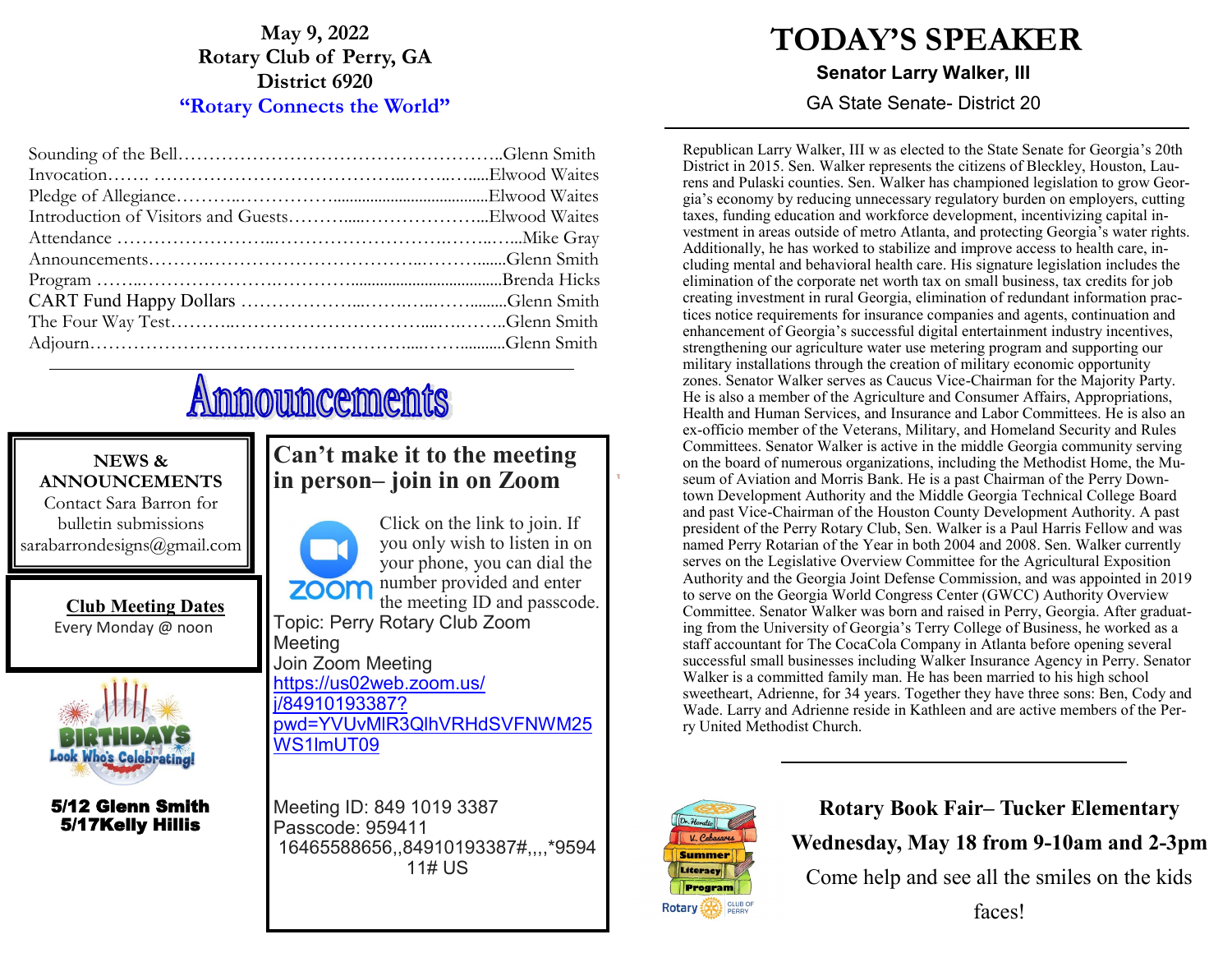**May 9, 2022**
**Rotary Club of Perry, GA**
**District 6920**
**"Rotary Connects the World"**

| | |
|---|---|
| Sounding of the Bell | Glenn Smith |
| Invocation | Elwood Waites |
| Pledge of Allegiance | Elwood Waites |
| Introduction of Visitors and Guests | Elwood Waites |
| Attendance | Mike Gray |
| Announcements | Glenn Smith |
| Program | Brenda Hicks |
| CART Fund Happy Dollars | Glenn Smith |
| The Four Way Test | Glenn Smith |
| Adjourn | Glenn Smith |

# Announcements

**NEWS & ANNOUNCEMENTS**
Contact Sara Barron for bulletin submissions
sarabarrondesigns@gmail.com

**Club Meeting Dates**
Every Monday @ noon

BIRTHDAYS
Look Who's Celebrating!

**5/12 Glenn Smith**
**5/17Kelly Hillis**

## Can't make it to the meeting in person– join in on Zoom

Click on the link to join. If you only wish to listen in on your phone, you can dial the number provided and enter the meeting ID and passcode.

Topic: Perry Rotary Club Zoom Meeting
Join Zoom Meeting
https://us02web.zoom.us/j/84910193387?pwd=YVUvMlR3QlhVRHdSVFNWM25WS1lmUT09

Meeting ID: 849 1019 3387
Passcode: 959411
16465588656,,84910193387#,,,,*959411# US

# TODAY'S SPEAKER

**Senator Larry Walker, III**

GA State Senate- District 20

Republican Larry Walker, III w as elected to the State Senate for Georgia's 20th District in 2015. Sen. Walker represents the citizens of Bleckley, Houston, Laurens and Pulaski counties. Sen. Walker has championed legislation to grow Georgia's economy by reducing unnecessary regulatory burden on employers, cutting taxes, funding education and workforce development, incentivizing capital investment in areas outside of metro Atlanta, and protecting Georgia's water rights. Additionally, he has worked to stabilize and improve access to health care, including mental and behavioral health care. His signature legislation includes the elimination of the corporate net worth tax on small business, tax credits for job creating investment in rural Georgia, elimination of redundant information practices notice requirements for insurance companies and agents, continuation and enhancement of Georgia's successful digital entertainment industry incentives, strengthening our agriculture water use metering program and supporting our military installations through the creation of military economic opportunity zones. Senator Walker serves as Caucus Vice-Chairman for the Majority Party. He is also a member of the Agriculture and Consumer Affairs, Appropriations, Health and Human Services, and Insurance and Labor Committees. He is also an ex-officio member of the Veterans, Military, and Homeland Security and Rules Committees. Senator Walker is active in the middle Georgia community serving on the board of numerous organizations, including the Methodist Home, the Museum of Aviation and Morris Bank. He is a past Chairman of the Perry Downtown Development Authority and the Middle Georgia Technical College Board and past Vice-Chairman of the Houston County Development Authority. A past president of the Perry Rotary Club, Sen. Walker is a Paul Harris Fellow and was named Perry Rotarian of the Year in both 2004 and 2008. Sen. Walker currently serves on the Legislative Overview Committee for the Agricultural Exposition Authority and the Georgia Joint Defense Commission, and was appointed in 2019 to serve on the Georgia World Congress Center (GWCC) Authority Overview Committee. Senator Walker was born and raised in Perry, Georgia. After graduating from the University of Georgia's Terry College of Business, he worked as a staff accountant for The CocaCola Company in Atlanta before opening several successful small businesses including Walker Insurance Agency in Perry. Senator Walker is a committed family man. He has been married to his high school sweetheart, Adrienne, for 34 years. Together they have three sons: Ben, Cody and Wade. Larry and Adrienne reside in Kathleen and are active members of the Perry United Methodist Church.

Dr. Hendrix
V. Cabasares
Summer
Literacy
Program
Rotary CLUB OF PERRY

**Rotary Book Fair– Tucker Elementary**
**Wednesday, May 18 from 9-10am and 2-3pm**
Come help and see all the smiles on the kids faces!